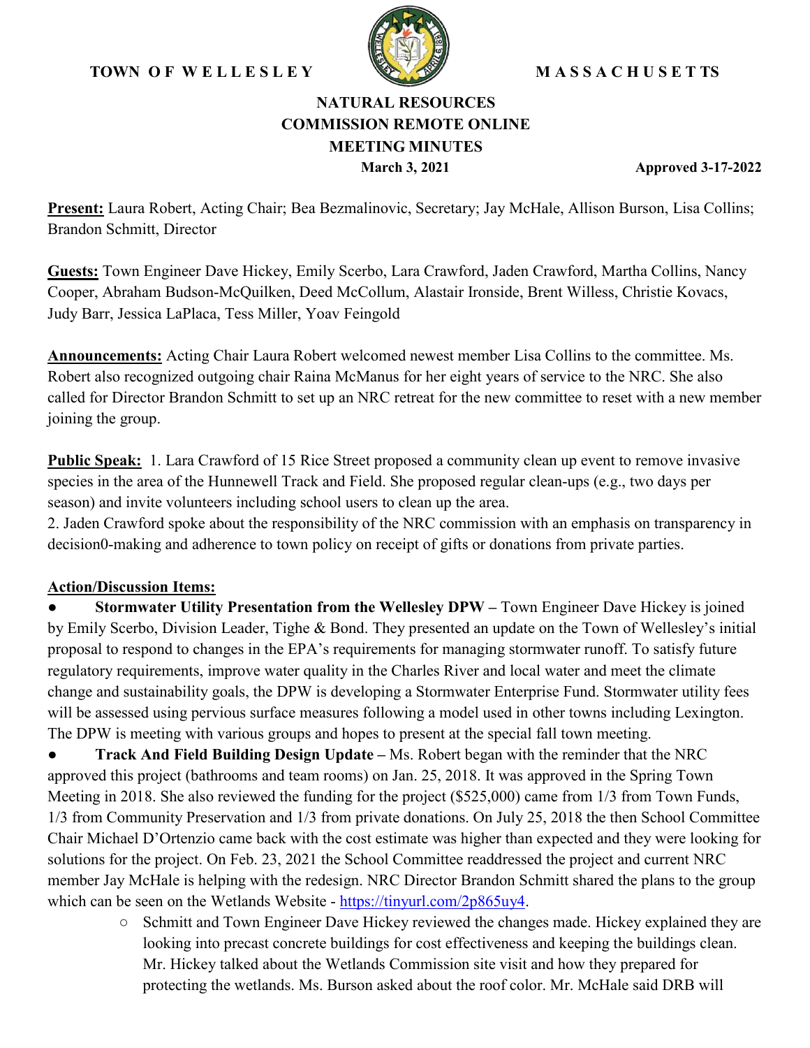**TOWN OF WELLESLEY** **MASSACHUSETTS**

# NATURAL RESOURCES COMMISSION REMOTE ONLINE MEETING MINUTES

**March 3, 2021** **Approved 3-17-2022**

**Present:** Laura Robert, Acting Chair; Bea Bezmalinovic, Secretary; Jay McHale, Allison Burson, Lisa Collins; Brandon Schmitt, Director

**Guests:** Town Engineer Dave Hickey, Emily Scerbo, Lara Crawford, Jaden Crawford, Martha Collins, Nancy Cooper, Abraham Budson-McQuilken, Deed McCollum, Alastair Ironside, Brent Willess, Christie Kovacs, Judy Barr, Jessica LaPlaca, Tess Miller, Yoav Feingold

**Announcements:** Acting Chair Laura Robert welcomed newest member Lisa Collins to the committee. Ms. Robert also recognized outgoing chair Raina McManus for her eight years of service to the NRC. She also called for Director Brandon Schmitt to set up an NRC retreat for the new committee to reset with a new member joining the group.

**Public Speak:** 1. Lara Crawford of 15 Rice Street proposed a community clean up event to remove invasive species in the area of the Hunnewell Track and Field. She proposed regular clean-ups (e.g., two days per season) and invite volunteers including school users to clean up the area.
2. Jaden Crawford spoke about the responsibility of the NRC commission with an emphasis on transparency in decision0-making and adherence to town policy on receipt of gifts or donations from private parties.

**Action/Discussion Items:**

- **Stormwater Utility Presentation from the Wellesley DPW –** Town Engineer Dave Hickey is joined by Emily Scerbo, Division Leader, Tighe & Bond. They presented an update on the Town of Wellesley's initial proposal to respond to changes in the EPA's requirements for managing stormwater runoff. To satisfy future regulatory requirements, improve water quality in the Charles River and local water and meet the climate change and sustainability goals, the DPW is developing a Stormwater Enterprise Fund. Stormwater utility fees will be assessed using pervious surface measures following a model used in other towns including Lexington. The DPW is meeting with various groups and hopes to present at the special fall town meeting.
- **Track And Field Building Design Update –** Ms. Robert began with the reminder that the NRC approved this project (bathrooms and team rooms) on Jan. 25, 2018. It was approved in the Spring Town Meeting in 2018. She also reviewed the funding for the project ($525,000) came from 1/3 from Town Funds, 1/3 from Community Preservation and 1/3 from private donations. On July 25, 2018 the then School Committee Chair Michael D'Ortenzio came back with the cost estimate was higher than expected and they were looking for solutions for the project. On Feb. 23, 2021 the School Committee readdressed the project and current NRC member Jay McHale is helping with the redesign. NRC Director Brandon Schmitt shared the plans to the group which can be seen on the Wetlands Website - https://tinyurl.com/2p865uy4.
  - Schmitt and Town Engineer Dave Hickey reviewed the changes made. Hickey explained they are looking into precast concrete buildings for cost effectiveness and keeping the buildings clean. Mr. Hickey talked about the Wetlands Commission site visit and how they prepared for protecting the wetlands. Ms. Burson asked about the roof color. Mr. McHale said DRB will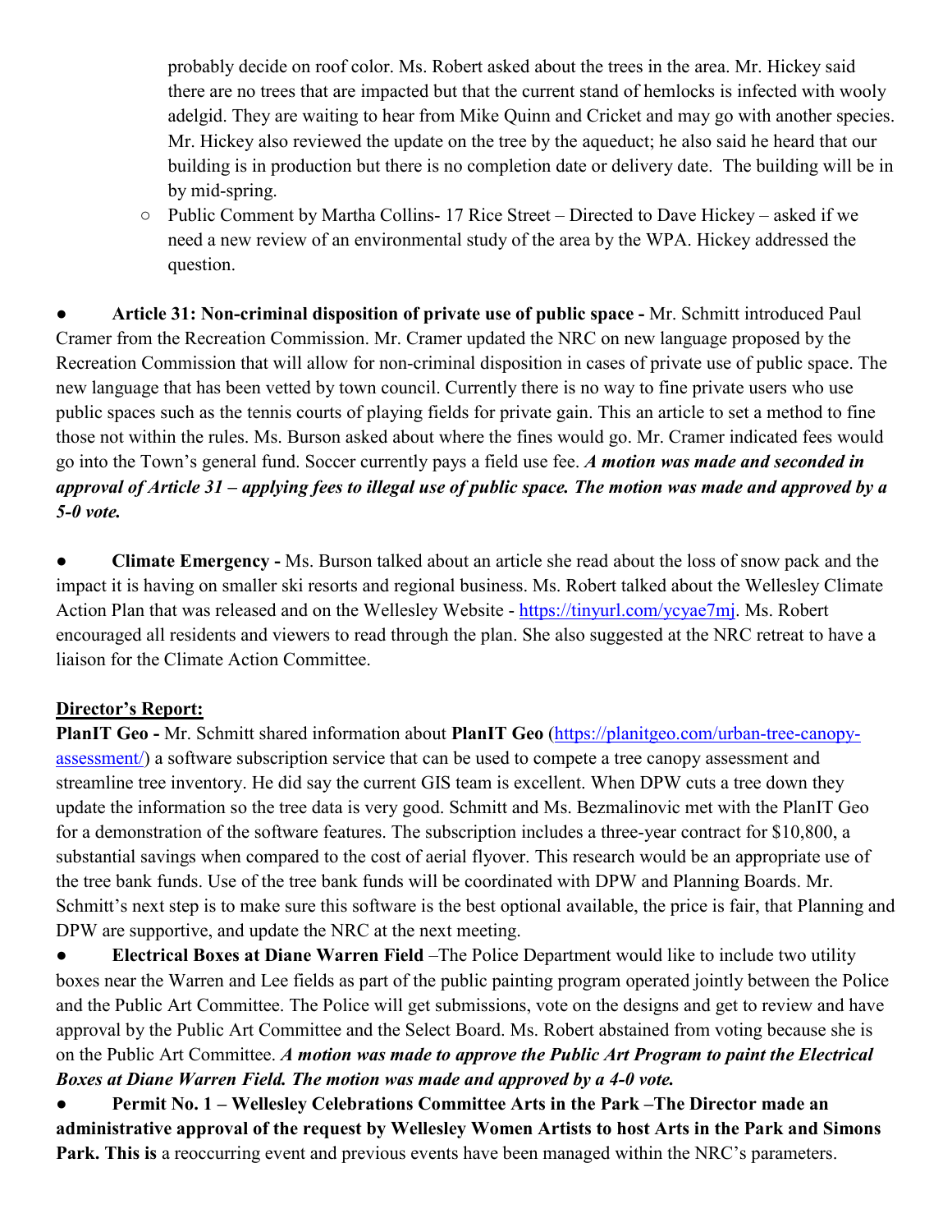probably decide on roof color. Ms. Robert asked about the trees in the area. Mr. Hickey said there are no trees that are impacted but that the current stand of hemlocks is infected with wooly adelgid. They are waiting to hear from Mike Quinn and Cricket and may go with another species. Mr. Hickey also reviewed the update on the tree by the aqueduct; he also said he heard that our building is in production but there is no completion date or delivery date. The building will be in by mid-spring.

  - Public Comment by Martha Collins- 17 Rice Street – Directed to Dave Hickey – asked if we need a new review of an environmental study of the area by the WPA. Hickey addressed the question.

- **Article 31: Non-criminal disposition of private use of public space -** Mr. Schmitt introduced Paul Cramer from the Recreation Commission. Mr. Cramer updated the NRC on new language proposed by the Recreation Commission that will allow for non-criminal disposition in cases of private use of public space. The new language that has been vetted by town council. Currently there is no way to fine private users who use public spaces such as the tennis courts of playing fields for private gain. This an article to set a method to fine those not within the rules. Ms. Burson asked about where the fines would go. Mr. Cramer indicated fees would go into the Town's general fund. Soccer currently pays a field use fee. ***A motion was made and seconded in approval of Article 31 – applying fees to illegal use of public space. The motion was made and approved by a 5-0 vote.***

- **Climate Emergency -** Ms. Burson talked about an article she read about the loss of snow pack and the impact it is having on smaller ski resorts and regional business. Ms. Robert talked about the Wellesley Climate Action Plan that was released and on the Wellesley Website - https://tinyurl.com/ycyae7mj. Ms. Robert encouraged all residents and viewers to read through the plan. She also suggested at the NRC retreat to have a liaison for the Climate Action Committee.

## Director's Report:

**PlanIT Geo -** Mr. Schmitt shared information about **PlanIT Geo** (https://planitgeo.com/urban-tree-canopy-assessment/) a software subscription service that can be used to compete a tree canopy assessment and streamline tree inventory. He did say the current GIS team is excellent. When DPW cuts a tree down they update the information so the tree data is very good. Schmitt and Ms. Bezmalinovic met with the PlanIT Geo for a demonstration of the software features. The subscription includes a three-year contract for $10,800, a substantial savings when compared to the cost of aerial flyover. This research would be an appropriate use of the tree bank funds. Use of the tree bank funds will be coordinated with DPW and Planning Boards. Mr. Schmitt's next step is to make sure this software is the best optional available, the price is fair, that Planning and DPW are supportive, and update the NRC at the next meeting.

- **Electrical Boxes at Diane Warren Field** –The Police Department would like to include two utility boxes near the Warren and Lee fields as part of the public painting program operated jointly between the Police and the Public Art Committee. The Police will get submissions, vote on the designs and get to review and have approval by the Public Art Committee and the Select Board. Ms. Robert abstained from voting because she is on the Public Art Committee. ***A motion was made to approve the Public Art Program to paint the Electrical Boxes at Diane Warren Field. The motion was made and approved by a 4-0 vote.***
- **Permit No. 1 – Wellesley Celebrations Committee Arts in the Park –The Director made an administrative approval of the request by Wellesley Women Artists to host Arts in the Park and Simons Park. This is** a reoccurring event and previous events have been managed within the NRC's parameters.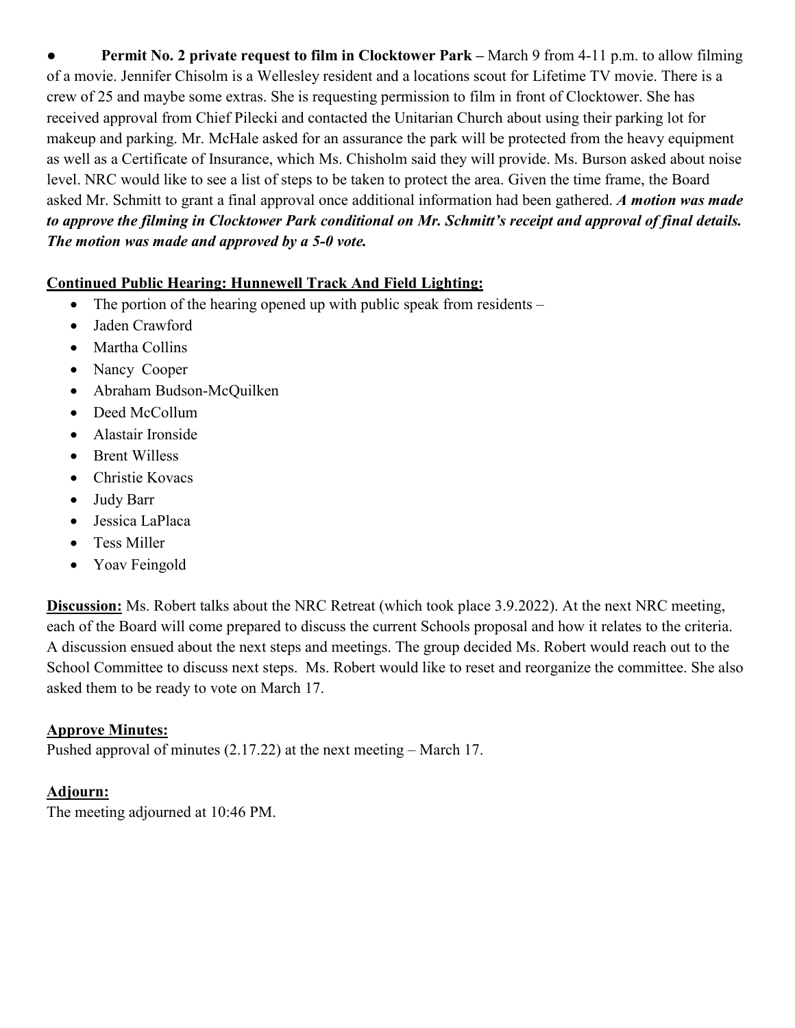- **Permit No. 2 private request to film in Clocktower Park –** March 9 from 4-11 p.m. to allow filming of a movie. Jennifer Chisolm is a Wellesley resident and a locations scout for Lifetime TV movie. There is a crew of 25 and maybe some extras. She is requesting permission to film in front of Clocktower. She has received approval from Chief Pilecki and contacted the Unitarian Church about using their parking lot for makeup and parking. Mr. McHale asked for an assurance the park will be protected from the heavy equipment as well as a Certificate of Insurance, which Ms. Chisholm said they will provide. Ms. Burson asked about noise level. NRC would like to see a list of steps to be taken to protect the area. Given the time frame, the Board asked Mr. Schmitt to grant a final approval once additional information had been gathered. ***A motion was made to approve the filming in Clocktower Park conditional on Mr. Schmitt's receipt and approval of final details. The motion was made and approved by a 5-0 vote.***

**Continued Public Hearing: Hunnewell Track And Field Lighting:**

- The portion of the hearing opened up with public speak from residents –
- Jaden Crawford
- Martha Collins
- Nancy Cooper
- Abraham Budson-McQuilken
- Deed McCollum
- Alastair Ironside
- Brent Willess
- Christie Kovacs
- Judy Barr
- Jessica LaPlaca
- Tess Miller
- Yoav Feingold

**Discussion:** Ms. Robert talks about the NRC Retreat (which took place 3.9.2022). At the next NRC meeting, each of the Board will come prepared to discuss the current Schools proposal and how it relates to the criteria. A discussion ensued about the next steps and meetings. The group decided Ms. Robert would reach out to the School Committee to discuss next steps. Ms. Robert would like to reset and reorganize the committee. She also asked them to be ready to vote on March 17.

**Approve Minutes:**

Pushed approval of minutes (2.17.22) at the next meeting – March 17.

**Adjourn:**

The meeting adjourned at 10:46 PM.